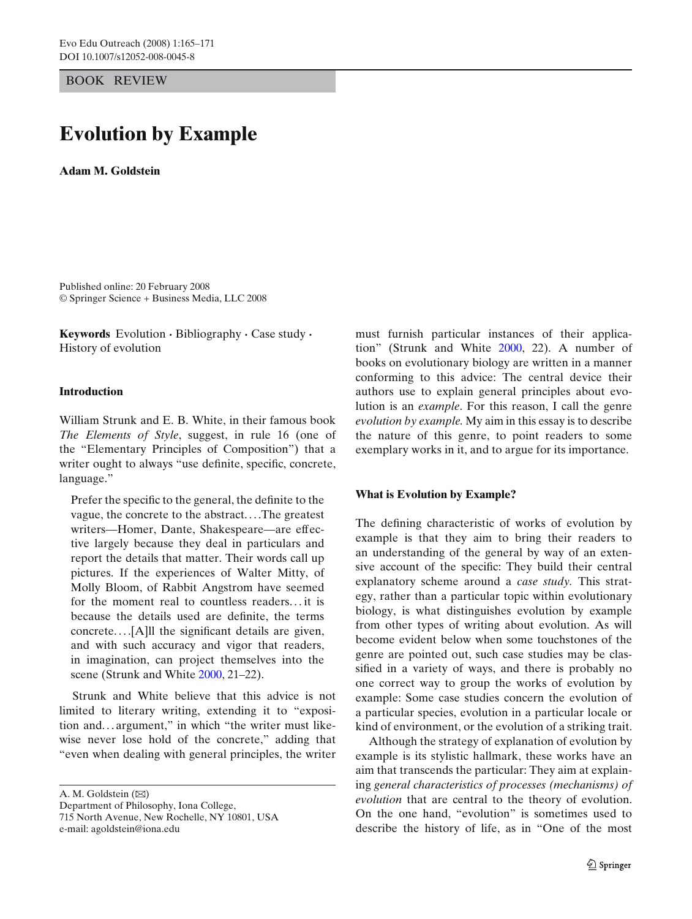BOOK REVIEW

# Evolution by Example

**Adam M. Goldstein**

Published online: 20 February 2008
© Springer Science + Business Media, LLC 2008

**Keywords** Evolution · Bibliography · Case study · History of evolution

## Introduction

William Strunk and E. B. White, in their famous book *The Elements of Style*, suggest, in rule 16 (one of the "Elementary Principles of Composition") that a writer ought to always "use definite, specific, concrete, language."

> Prefer the specific to the general, the definite to the vague, the concrete to the abstract.…The greatest writers—Homer, Dante, Shakespeare—are effective largely because they deal in particulars and report the details that matter. Their words call up pictures. If the experiences of Walter Mitty, of Molly Bloom, of Rabbit Angstrom have seemed for the moment real to countless readers… it is because the details used are definite, the terms concrete.…[A]ll the significant details are given, and with such accuracy and vigor that readers, in imagination, can project themselves into the scene (Strunk and White 2000, 21–22).

Strunk and White believe that this advice is not limited to literary writing, extending it to "exposition and… argument," in which "the writer must likewise never lose hold of the concrete," adding that "even when dealing with general principles, the writer must furnish particular instances of their application" (Strunk and White 2000, 22). A number of books on evolutionary biology are written in a manner conforming to this advice: The central device their authors use to explain general principles about evolution is an *example*. For this reason, I call the genre *evolution by example.* My aim in this essay is to describe the nature of this genre, to point readers to some exemplary works in it, and to argue for its importance.

## What is Evolution by Example?

The defining characteristic of works of evolution by example is that they aim to bring their readers to an understanding of the general by way of an extensive account of the specific: They build their central explanatory scheme around a *case study.* This strategy, rather than a particular topic within evolutionary biology, is what distinguishes evolution by example from other types of writing about evolution. As will become evident below when some touchstones of the genre are pointed out, such case studies may be classified in a variety of ways, and there is probably no one correct way to group the works of evolution by example: Some case studies concern the evolution of a particular species, evolution in a particular locale or kind of environment, or the evolution of a striking trait.

Although the strategy of explanation of evolution by example is its stylistic hallmark, these works have an aim that transcends the particular: They aim at explaining *general characteristics of processes (mechanisms) of evolution* that are central to the theory of evolution. On the one hand, "evolution" is sometimes used to describe the history of life, as in "One of the most

A. M. Goldstein (✉)
Department of Philosophy, Iona College,
715 North Avenue, New Rochelle, NY 10801, USA
e-mail: agoldstein@iona.edu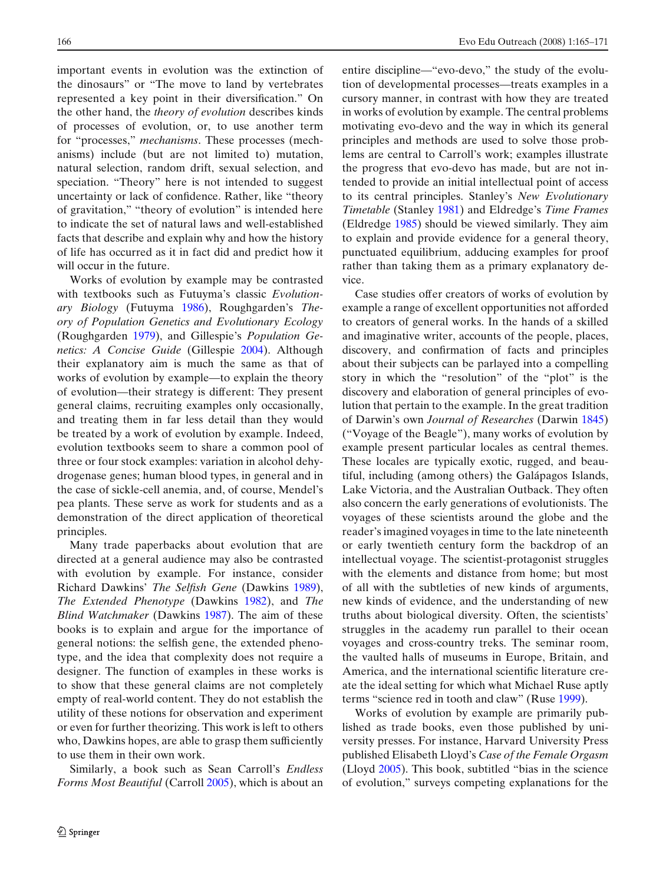important events in evolution was the extinction of the dinosaurs" or "The move to land by vertebrates represented a key point in their diversification." On the other hand, the *theory of evolution* describes kinds of processes of evolution, or, to use another term for "processes," *mechanisms*. These processes (mechanisms) include (but are not limited to) mutation, natural selection, random drift, sexual selection, and speciation. "Theory" here is not intended to suggest uncertainty or lack of confidence. Rather, like "theory of gravitation," "theory of evolution" is intended here to indicate the set of natural laws and well-established facts that describe and explain why and how the history of life has occurred as it in fact did and predict how it will occur in the future.

Works of evolution by example may be contrasted with textbooks such as Futuyma's classic *Evolutionary Biology* (Futuyma 1986), Roughgarden's *Theory of Population Genetics and Evolutionary Ecology* (Roughgarden 1979), and Gillespie's *Population Genetics: A Concise Guide* (Gillespie 2004). Although their explanatory aim is much the same as that of works of evolution by example—to explain the theory of evolution—their strategy is different: They present general claims, recruiting examples only occasionally, and treating them in far less detail than they would be treated by a work of evolution by example. Indeed, evolution textbooks seem to share a common pool of three or four stock examples: variation in alcohol dehydrogenase genes; human blood types, in general and in the case of sickle-cell anemia, and, of course, Mendel's pea plants. These serve as work for students and as a demonstration of the direct application of theoretical principles.

Many trade paperbacks about evolution that are directed at a general audience may also be contrasted with evolution by example. For instance, consider Richard Dawkins' *The Selfish Gene* (Dawkins 1989), *The Extended Phenotype* (Dawkins 1982), and *The Blind Watchmaker* (Dawkins 1987). The aim of these books is to explain and argue for the importance of general notions: the selfish gene, the extended phenotype, and the idea that complexity does not require a designer. The function of examples in these works is to show that these general claims are not completely empty of real-world content. They do not establish the utility of these notions for observation and experiment or even for further theorizing. This work is left to others who, Dawkins hopes, are able to grasp them sufficiently to use them in their own work.

Similarly, a book such as Sean Carroll's *Endless Forms Most Beautiful* (Carroll 2005), which is about an entire discipline—"evo-devo," the study of the evolution of developmental processes—treats examples in a cursory manner, in contrast with how they are treated in works of evolution by example. The central problems motivating evo-devo and the way in which its general principles and methods are used to solve those problems are central to Carroll's work; examples illustrate the progress that evo-devo has made, but are not intended to provide an initial intellectual point of access to its central principles. Stanley's *New Evolutionary Timetable* (Stanley 1981) and Eldredge's *Time Frames* (Eldredge 1985) should be viewed similarly. They aim to explain and provide evidence for a general theory, punctuated equilibrium, adducing examples for proof rather than taking them as a primary explanatory device.

Case studies offer creators of works of evolution by example a range of excellent opportunities not afforded to creators of general works. In the hands of a skilled and imaginative writer, accounts of the people, places, discovery, and confirmation of facts and principles about their subjects can be parlayed into a compelling story in which the "resolution" of the "plot" is the discovery and elaboration of general principles of evolution that pertain to the example. In the great tradition of Darwin's own *Journal of Researches* (Darwin 1845) ("Voyage of the Beagle"), many works of evolution by example present particular locales as central themes. These locales are typically exotic, rugged, and beautiful, including (among others) the Galápagos Islands, Lake Victoria, and the Australian Outback. They often also concern the early generations of evolutionists. The voyages of these scientists around the globe and the reader's imagined voyages in time to the late nineteenth or early twentieth century form the backdrop of an intellectual voyage. The scientist-protagonist struggles with the elements and distance from home; but most of all with the subtleties of new kinds of arguments, new kinds of evidence, and the understanding of new truths about biological diversity. Often, the scientists' struggles in the academy run parallel to their ocean voyages and cross-country treks. The seminar room, the vaulted halls of museums in Europe, Britain, and America, and the international scientific literature create the ideal setting for which what Michael Ruse aptly terms "science red in tooth and claw" (Ruse 1999).

Works of evolution by example are primarily published as trade books, even those published by university presses. For instance, Harvard University Press published Elisabeth Lloyd's *Case of the Female Orgasm* (Lloyd 2005). This book, subtitled "bias in the science of evolution," surveys competing explanations for the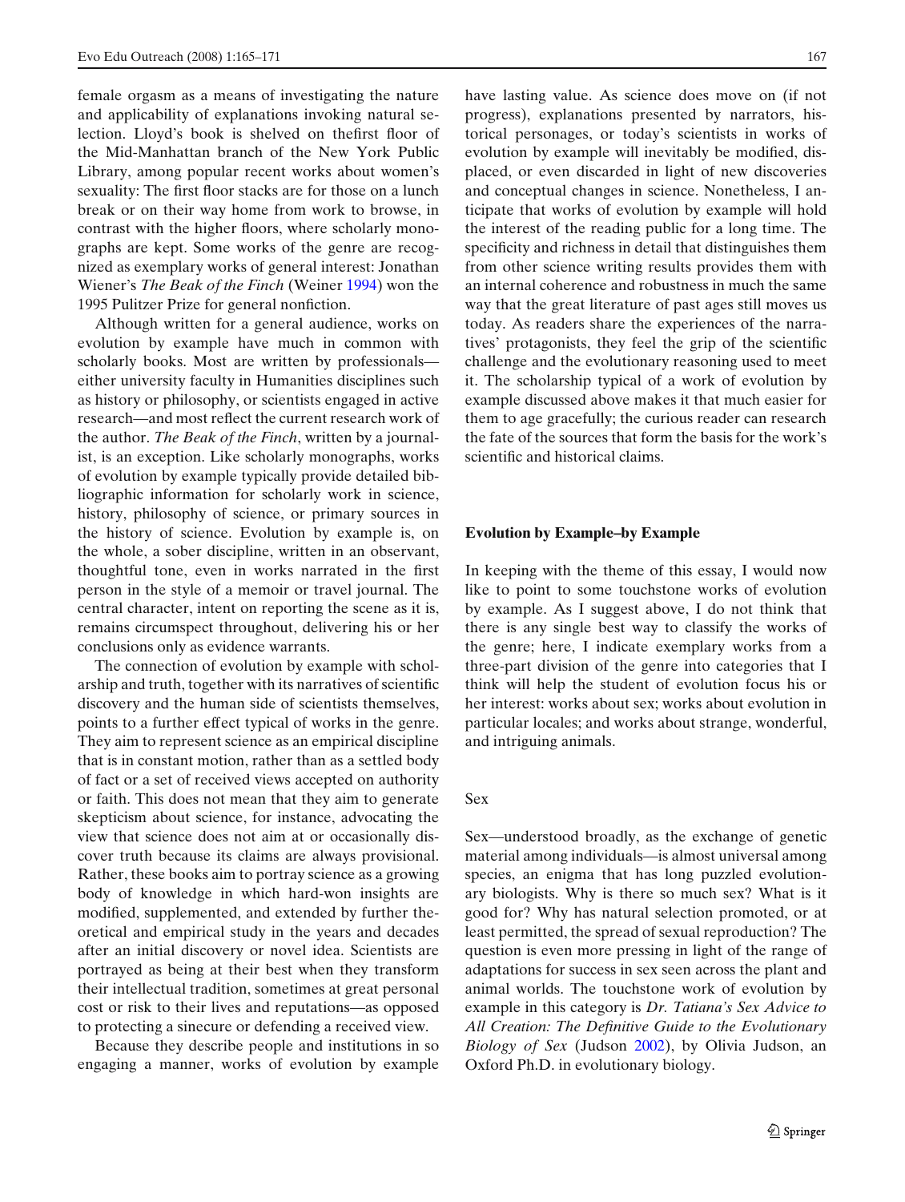female orgasm as a means of investigating the nature and applicability of explanations invoking natural selection. Lloyd's book is shelved on thefirst floor of the Mid-Manhattan branch of the New York Public Library, among popular recent works about women's sexuality: The first floor stacks are for those on a lunch break or on their way home from work to browse, in contrast with the higher floors, where scholarly monographs are kept. Some works of the genre are recognized as exemplary works of general interest: Jonathan Wiener's *The Beak of the Finch* (Weiner 1994) won the 1995 Pulitzer Prize for general nonfiction.

Although written for a general audience, works on evolution by example have much in common with scholarly books. Most are written by professionals—either university faculty in Humanities disciplines such as history or philosophy, or scientists engaged in active research—and most reflect the current research work of the author. *The Beak of the Finch*, written by a journalist, is an exception. Like scholarly monographs, works of evolution by example typically provide detailed bibliographic information for scholarly work in science, history, philosophy of science, or primary sources in the history of science. Evolution by example is, on the whole, a sober discipline, written in an observant, thoughtful tone, even in works narrated in the first person in the style of a memoir or travel journal. The central character, intent on reporting the scene as it is, remains circumspect throughout, delivering his or her conclusions only as evidence warrants.

The connection of evolution by example with scholarship and truth, together with its narratives of scientific discovery and the human side of scientists themselves, points to a further effect typical of works in the genre. They aim to represent science as an empirical discipline that is in constant motion, rather than as a settled body of fact or a set of received views accepted on authority or faith. This does not mean that they aim to generate skepticism about science, for instance, advocating the view that science does not aim at or occasionally discover truth because its claims are always provisional. Rather, these books aim to portray science as a growing body of knowledge in which hard-won insights are modified, supplemented, and extended by further theoretical and empirical study in the years and decades after an initial discovery or novel idea. Scientists are portrayed as being at their best when they transform their intellectual tradition, sometimes at great personal cost or risk to their lives and reputations—as opposed to protecting a sinecure or defending a received view.

Because they describe people and institutions in so engaging a manner, works of evolution by example have lasting value. As science does move on (if not progress), explanations presented by narrators, historical personages, or today's scientists in works of evolution by example will inevitably be modified, displaced, or even discarded in light of new discoveries and conceptual changes in science. Nonetheless, I anticipate that works of evolution by example will hold the interest of the reading public for a long time. The specificity and richness in detail that distinguishes them from other science writing results provides them with an internal coherence and robustness in much the same way that the great literature of past ages still moves us today. As readers share the experiences of the narratives' protagonists, they feel the grip of the scientific challenge and the evolutionary reasoning used to meet it. The scholarship typical of a work of evolution by example discussed above makes it that much easier for them to age gracefully; the curious reader can research the fate of the sources that form the basis for the work's scientific and historical claims.

## Evolution by Example–by Example

In keeping with the theme of this essay, I would now like to point to some touchstone works of evolution by example. As I suggest above, I do not think that there is any single best way to classify the works of the genre; here, I indicate exemplary works from a three-part division of the genre into categories that I think will help the student of evolution focus his or her interest: works about sex; works about evolution in particular locales; and works about strange, wonderful, and intriguing animals.

### Sex

Sex—understood broadly, as the exchange of genetic material among individuals—is almost universal among species, an enigma that has long puzzled evolutionary biologists. Why is there so much sex? What is it good for? Why has natural selection promoted, or at least permitted, the spread of sexual reproduction? The question is even more pressing in light of the range of adaptations for success in sex seen across the plant and animal worlds. The touchstone work of evolution by example in this category is *Dr. Tatiana's Sex Advice to All Creation: The Definitive Guide to the Evolutionary Biology of Sex* (Judson 2002), by Olivia Judson, an Oxford Ph.D. in evolutionary biology.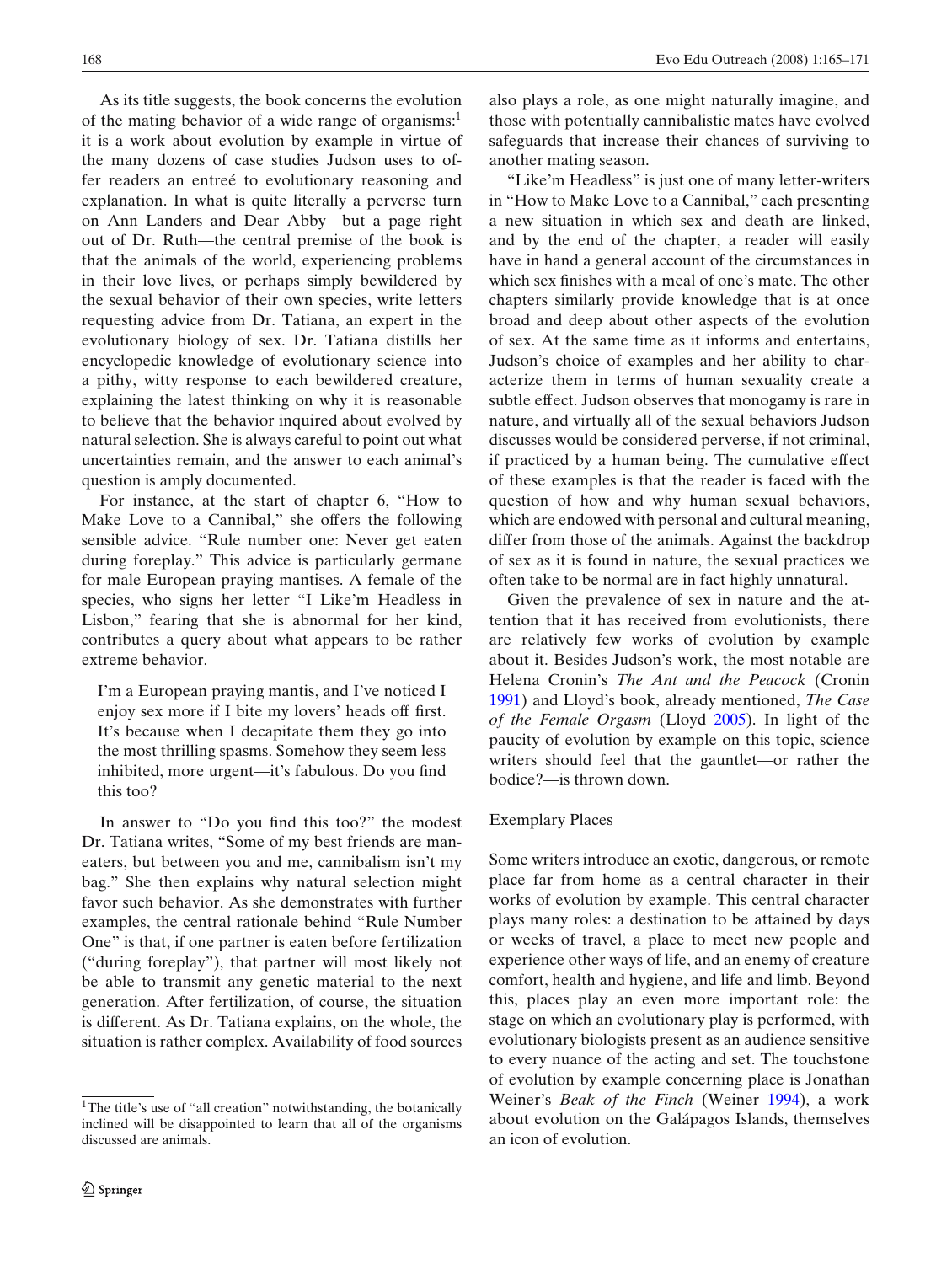As its title suggests, the book concerns the evolution of the mating behavior of a wide range of organisms:[1] it is a work about evolution by example in virtue of the many dozens of case studies Judson uses to offer readers an entreé to evolutionary reasoning and explanation. In what is quite literally a perverse turn on Ann Landers and Dear Abby—but a page right out of Dr. Ruth—the central premise of the book is that the animals of the world, experiencing problems in their love lives, or perhaps simply bewildered by the sexual behavior of their own species, write letters requesting advice from Dr. Tatiana, an expert in the evolutionary biology of sex. Dr. Tatiana distills her encyclopedic knowledge of evolutionary science into a pithy, witty response to each bewildered creature, explaining the latest thinking on why it is reasonable to believe that the behavior inquired about evolved by natural selection. She is always careful to point out what uncertainties remain, and the answer to each animal's question is amply documented.

For instance, at the start of chapter 6, "How to Make Love to a Cannibal," she offers the following sensible advice. "Rule number one: Never get eaten during foreplay." This advice is particularly germane for male European praying mantises. A female of the species, who signs her letter "I Like'm Headless in Lisbon," fearing that she is abnormal for her kind, contributes a query about what appears to be rather extreme behavior.

> I'm a European praying mantis, and I've noticed I enjoy sex more if I bite my lovers' heads off first. It's because when I decapitate them they go into the most thrilling spasms. Somehow they seem less inhibited, more urgent—it's fabulous. Do you find this too?

In answer to "Do you find this too?" the modest Dr. Tatiana writes, "Some of my best friends are man-eaters, but between you and me, cannibalism isn't my bag." She then explains why natural selection might favor such behavior. As she demonstrates with further examples, the central rationale behind "Rule Number One" is that, if one partner is eaten before fertilization ("during foreplay"), that partner will most likely not be able to transmit any genetic material to the next generation. After fertilization, of course, the situation is different. As Dr. Tatiana explains, on the whole, the situation is rather complex. Availability of food sources also plays a role, as one might naturally imagine, and those with potentially cannibalistic mates have evolved safeguards that increase their chances of surviving to another mating season.

"Like'm Headless" is just one of many letter-writers in "How to Make Love to a Cannibal," each presenting a new situation in which sex and death are linked, and by the end of the chapter, a reader will easily have in hand a general account of the circumstances in which sex finishes with a meal of one's mate. The other chapters similarly provide knowledge that is at once broad and deep about other aspects of the evolution of sex. At the same time as it informs and entertains, Judson's choice of examples and her ability to characterize them in terms of human sexuality create a subtle effect. Judson observes that monogamy is rare in nature, and virtually all of the sexual behaviors Judson discusses would be considered perverse, if not criminal, if practiced by a human being. The cumulative effect of these examples is that the reader is faced with the question of how and why human sexual behaviors, which are endowed with personal and cultural meaning, differ from those of the animals. Against the backdrop of sex as it is found in nature, the sexual practices we often take to be normal are in fact highly unnatural.

Given the prevalence of sex in nature and the attention that it has received from evolutionists, there are relatively few works of evolution by example about it. Besides Judson's work, the most notable are Helena Cronin's *The Ant and the Peacock* (Cronin 1991) and Lloyd's book, already mentioned, *The Case of the Female Orgasm* (Lloyd 2005). In light of the paucity of evolution by example on this topic, science writers should feel that the gauntlet—or rather the bodice?—is thrown down.

## Exemplary Places

Some writers introduce an exotic, dangerous, or remote place far from home as a central character in their works of evolution by example. This central character plays many roles: a destination to be attained by days or weeks of travel, a place to meet new people and experience other ways of life, and an enemy of creature comfort, health and hygiene, and life and limb. Beyond this, places play an even more important role: the stage on which an evolutionary play is performed, with evolutionary biologists present as an audience sensitive to every nuance of the acting and set. The touchstone of evolution by example concerning place is Jonathan Weiner's *Beak of the Finch* (Weiner 1994), a work about evolution on the Galápagos Islands, themselves an icon of evolution.

[1] The title's use of "all creation" notwithstanding, the botanically inclined will be disappointed to learn that all of the organisms discussed are animals.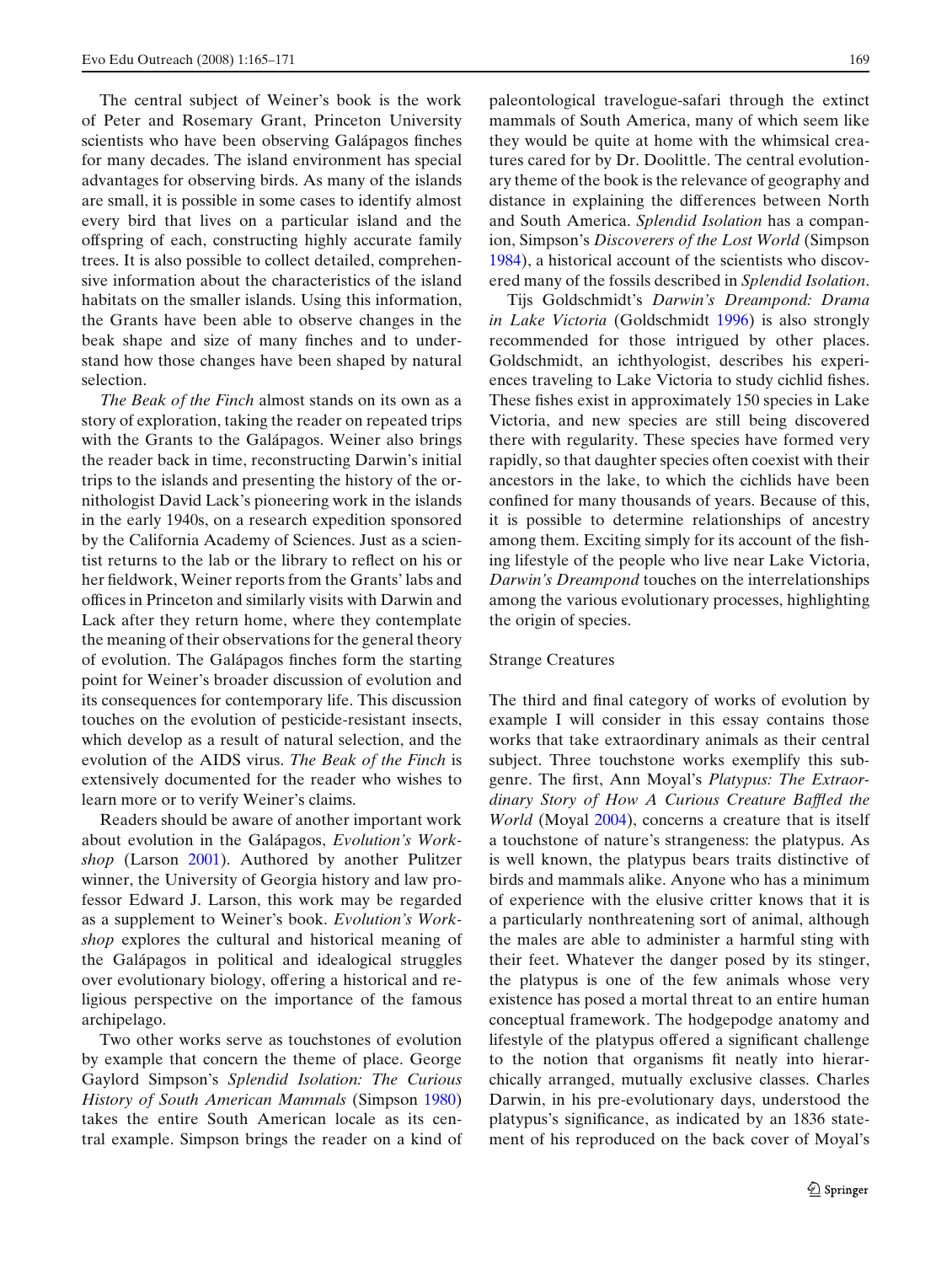The central subject of Weiner's book is the work of Peter and Rosemary Grant, Princeton University scientists who have been observing Galápagos finches for many decades. The island environment has special advantages for observing birds. As many of the islands are small, it is possible in some cases to identify almost every bird that lives on a particular island and the offspring of each, constructing highly accurate family trees. It is also possible to collect detailed, comprehensive information about the characteristics of the island habitats on the smaller islands. Using this information, the Grants have been able to observe changes in the beak shape and size of many finches and to understand how those changes have been shaped by natural selection.

*The Beak of the Finch* almost stands on its own as a story of exploration, taking the reader on repeated trips with the Grants to the Galápagos. Weiner also brings the reader back in time, reconstructing Darwin's initial trips to the islands and presenting the history of the ornithologist David Lack's pioneering work in the islands in the early 1940s, on a research expedition sponsored by the California Academy of Sciences. Just as a scientist returns to the lab or the library to reflect on his or her fieldwork, Weiner reports from the Grants' labs and offices in Princeton and similarly visits with Darwin and Lack after they return home, where they contemplate the meaning of their observations for the general theory of evolution. The Galápagos finches form the starting point for Weiner's broader discussion of evolution and its consequences for contemporary life. This discussion touches on the evolution of pesticide-resistant insects, which develop as a result of natural selection, and the evolution of the AIDS virus. *The Beak of the Finch* is extensively documented for the reader who wishes to learn more or to verify Weiner's claims.

Readers should be aware of another important work about evolution in the Galápagos, *Evolution's Workshop* (Larson 2001). Authored by another Pulitzer winner, the University of Georgia history and law professor Edward J. Larson, this work may be regarded as a supplement to Weiner's book. *Evolution's Workshop* explores the cultural and historical meaning of the Galápagos in political and idealogical struggles over evolutionary biology, offering a historical and religious perspective on the importance of the famous archipelago.

Two other works serve as touchstones of evolution by example that concern the theme of place. George Gaylord Simpson's *Splendid Isolation: The Curious History of South American Mammals* (Simpson 1980) takes the entire South American locale as its central example. Simpson brings the reader on a kind of paleontological travelogue-safari through the extinct mammals of South America, many of which seem like they would be quite at home with the whimsical creatures cared for by Dr. Doolittle. The central evolutionary theme of the book is the relevance of geography and distance in explaining the differences between North and South America. *Splendid Isolation* has a companion, Simpson's *Discoverers of the Lost World* (Simpson 1984), a historical account of the scientists who discovered many of the fossils described in *Splendid Isolation*.

Tijs Goldschmidt's *Darwin's Dreampond: Drama in Lake Victoria* (Goldschmidt 1996) is also strongly recommended for those intrigued by other places. Goldschmidt, an ichthyologist, describes his experiences traveling to Lake Victoria to study cichlid fishes. These fishes exist in approximately 150 species in Lake Victoria, and new species are still being discovered there with regularity. These species have formed very rapidly, so that daughter species often coexist with their ancestors in the lake, to which the cichlids have been confined for many thousands of years. Because of this, it is possible to determine relationships of ancestry among them. Exciting simply for its account of the fishing lifestyle of the people who live near Lake Victoria, *Darwin's Dreampond* touches on the interrelationships among the various evolutionary processes, highlighting the origin of species.

## Strange Creatures

The third and final category of works of evolution by example I will consider in this essay contains those works that take extraordinary animals as their central subject. Three touchstone works exemplify this subgenre. The first, Ann Moyal's *Platypus: The Extraordinary Story of How A Curious Creature Baffled the World* (Moyal 2004), concerns a creature that is itself a touchstone of nature's strangeness: the platypus. As is well known, the platypus bears traits distinctive of birds and mammals alike. Anyone who has a minimum of experience with the elusive critter knows that it is a particularly nonthreatening sort of animal, although the males are able to administer a harmful sting with their feet. Whatever the danger posed by its stinger, the platypus is one of the few animals whose very existence has posed a mortal threat to an entire human conceptual framework. The hodgepodge anatomy and lifestyle of the platypus offered a significant challenge to the notion that organisms fit neatly into hierarchically arranged, mutually exclusive classes. Charles Darwin, in his pre-evolutionary days, understood the platypus's significance, as indicated by an 1836 statement of his reproduced on the back cover of Moyal's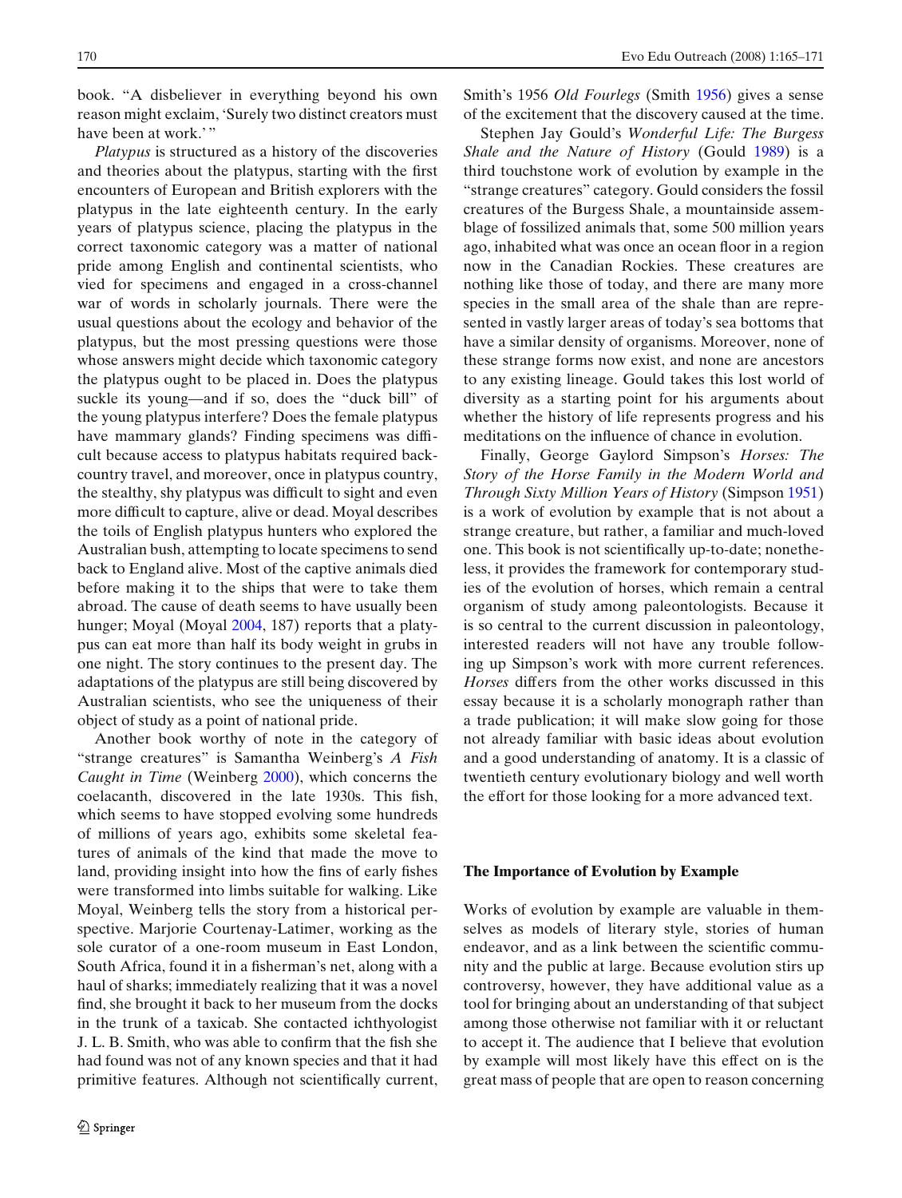book. "A disbeliever in everything beyond his own reason might exclaim, 'Surely two distinct creators must have been at work.' "

*Platypus* is structured as a history of the discoveries and theories about the platypus, starting with the first encounters of European and British explorers with the platypus in the late eighteenth century. In the early years of platypus science, placing the platypus in the correct taxonomic category was a matter of national pride among English and continental scientists, who vied for specimens and engaged in a cross-channel war of words in scholarly journals. There were the usual questions about the ecology and behavior of the platypus, but the most pressing questions were those whose answers might decide which taxonomic category the platypus ought to be placed in. Does the platypus suckle its young—and if so, does the "duck bill" of the young platypus interfere? Does the female platypus have mammary glands? Finding specimens was difficult because access to platypus habitats required backcountry travel, and moreover, once in platypus country, the stealthy, shy platypus was difficult to sight and even more difficult to capture, alive or dead. Moyal describes the toils of English platypus hunters who explored the Australian bush, attempting to locate specimens to send back to England alive. Most of the captive animals died before making it to the ships that were to take them abroad. The cause of death seems to have usually been hunger; Moyal (Moyal 2004, 187) reports that a platypus can eat more than half its body weight in grubs in one night. The story continues to the present day. The adaptations of the platypus are still being discovered by Australian scientists, who see the uniqueness of their object of study as a point of national pride.

Another book worthy of note in the category of "strange creatures" is Samantha Weinberg's *A Fish Caught in Time* (Weinberg 2000), which concerns the coelacanth, discovered in the late 1930s. This fish, which seems to have stopped evolving some hundreds of millions of years ago, exhibits some skeletal features of animals of the kind that made the move to land, providing insight into how the fins of early fishes were transformed into limbs suitable for walking. Like Moyal, Weinberg tells the story from a historical perspective. Marjorie Courtenay-Latimer, working as the sole curator of a one-room museum in East London, South Africa, found it in a fisherman's net, along with a haul of sharks; immediately realizing that it was a novel find, she brought it back to her museum from the docks in the trunk of a taxicab. She contacted ichthyologist J. L. B. Smith, who was able to confirm that the fish she had found was not of any known species and that it had primitive features. Although not scientifically current, Smith's 1956 *Old Fourlegs* (Smith 1956) gives a sense of the excitement that the discovery caused at the time.

Stephen Jay Gould's *Wonderful Life: The Burgess Shale and the Nature of History* (Gould 1989) is a third touchstone work of evolution by example in the "strange creatures" category. Gould considers the fossil creatures of the Burgess Shale, a mountainside assemblage of fossilized animals that, some 500 million years ago, inhabited what was once an ocean floor in a region now in the Canadian Rockies. These creatures are nothing like those of today, and there are many more species in the small area of the shale than are represented in vastly larger areas of today's sea bottoms that have a similar density of organisms. Moreover, none of these strange forms now exist, and none are ancestors to any existing lineage. Gould takes this lost world of diversity as a starting point for his arguments about whether the history of life represents progress and his meditations on the influence of chance in evolution.

Finally, George Gaylord Simpson's *Horses: The Story of the Horse Family in the Modern World and Through Sixty Million Years of History* (Simpson 1951) is a work of evolution by example that is not about a strange creature, but rather, a familiar and much-loved one. This book is not scientifically up-to-date; nonetheless, it provides the framework for contemporary studies of the evolution of horses, which remain a central organism of study among paleontologists. Because it is so central to the current discussion in paleontology, interested readers will not have any trouble following up Simpson's work with more current references. *Horses* differs from the other works discussed in this essay because it is a scholarly monograph rather than a trade publication; it will make slow going for those not already familiar with basic ideas about evolution and a good understanding of anatomy. It is a classic of twentieth century evolutionary biology and well worth the effort for those looking for a more advanced text.

## The Importance of Evolution by Example

Works of evolution by example are valuable in themselves as models of literary style, stories of human endeavor, and as a link between the scientific community and the public at large. Because evolution stirs up controversy, however, they have additional value as a tool for bringing about an understanding of that subject among those otherwise not familiar with it or reluctant to accept it. The audience that I believe that evolution by example will most likely have this effect on is the great mass of people that are open to reason concerning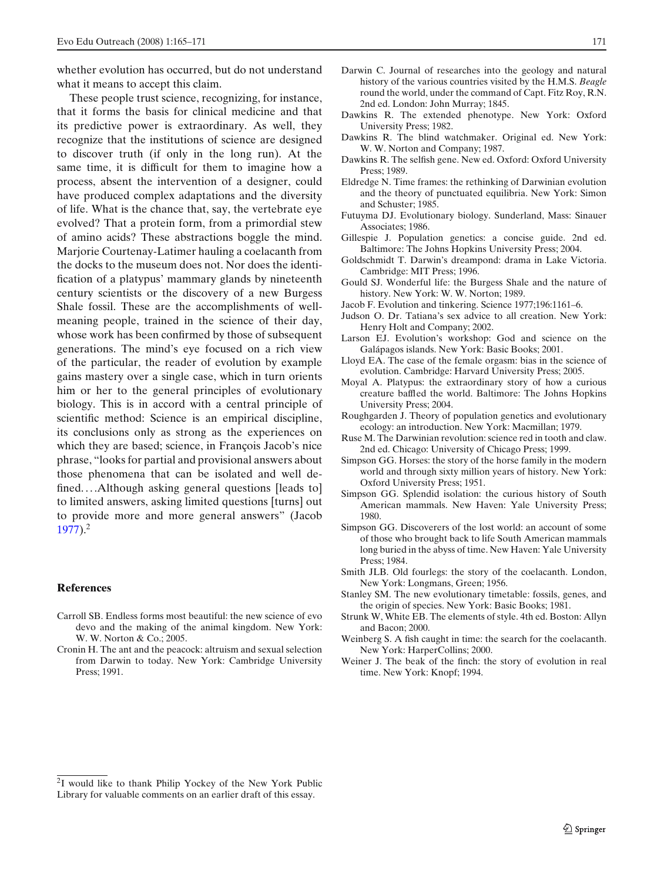whether evolution has occurred, but do not understand what it means to accept this claim.

These people trust science, recognizing, for instance, that it forms the basis for clinical medicine and that its predictive power is extraordinary. As well, they recognize that the institutions of science are designed to discover truth (if only in the long run). At the same time, it is difficult for them to imagine how a process, absent the intervention of a designer, could have produced complex adaptations and the diversity of life. What is the chance that, say, the vertebrate eye evolved? That a protein form, from a primordial stew of amino acids? These abstractions boggle the mind. Marjorie Courtenay-Latimer hauling a coelacanth from the docks to the museum does not. Nor does the identification of a platypus' mammary glands by nineteenth century scientists or the discovery of a new Burgess Shale fossil. These are the accomplishments of well-meaning people, trained in the science of their day, whose work has been confirmed by those of subsequent generations. The mind's eye focused on a rich view of the particular, the reader of evolution by example gains mastery over a single case, which in turn orients him or her to the general principles of evolutionary biology. This is in accord with a central principle of scientific method: Science is an empirical discipline, its conclusions only as strong as the experiences on which they are based; science, in François Jacob's nice phrase, "looks for partial and provisional answers about those phenomena that can be isolated and well defined.…Although asking general questions [leads to] to limited answers, asking limited questions [turns] out to provide more and more general answers" (Jacob 1977).[2]

## References

- Carroll SB. Endless forms most beautiful: the new science of evo devo and the making of the animal kingdom. New York: W. W. Norton & Co.; 2005.
- Cronin H. The ant and the peacock: altruism and sexual selection from Darwin to today. New York: Cambridge University Press; 1991.
- Darwin C. Journal of researches into the geology and natural history of the various countries visited by the H.M.S. *Beagle* round the world, under the command of Capt. Fitz Roy, R.N. 2nd ed. London: John Murray; 1845.
- Dawkins R. The extended phenotype. New York: Oxford University Press; 1982.
- Dawkins R. The blind watchmaker. Original ed. New York: W. W. Norton and Company; 1987.
- Dawkins R. The selfish gene. New ed. Oxford: Oxford University Press; 1989.
- Eldredge N. Time frames: the rethinking of Darwinian evolution and the theory of punctuated equilibria. New York: Simon and Schuster; 1985.
- Futuyma DJ. Evolutionary biology. Sunderland, Mass: Sinauer Associates; 1986.
- Gillespie J. Population genetics: a concise guide. 2nd ed. Baltimore: The Johns Hopkins University Press; 2004.
- Goldschmidt T. Darwin's dreampond: drama in Lake Victoria. Cambridge: MIT Press; 1996.
- Gould SJ. Wonderful life: the Burgess Shale and the nature of history. New York: W. W. Norton; 1989.
- Jacob F. Evolution and tinkering. Science 1977;196:1161–6.
- Judson O. Dr. Tatiana's sex advice to all creation. New York: Henry Holt and Company; 2002.
- Larson EJ. Evolution's workshop: God and science on the Galápagos islands. New York: Basic Books; 2001.
- Lloyd EA. The case of the female orgasm: bias in the science of evolution. Cambridge: Harvard University Press; 2005.
- Moyal A. Platypus: the extraordinary story of how a curious creature baffled the world. Baltimore: The Johns Hopkins University Press; 2004.
- Roughgarden J. Theory of population genetics and evolutionary ecology: an introduction. New York: Macmillan; 1979.
- Ruse M. The Darwinian revolution: science red in tooth and claw. 2nd ed. Chicago: University of Chicago Press; 1999.
- Simpson GG. Horses: the story of the horse family in the modern world and through sixty million years of history. New York: Oxford University Press; 1951.
- Simpson GG. Splendid isolation: the curious history of South American mammals. New Haven: Yale University Press; 1980.
- Simpson GG. Discoverers of the lost world: an account of some of those who brought back to life South American mammals long buried in the abyss of time. New Haven: Yale University Press; 1984.
- Smith JLB. Old fourlegs: the story of the coelacanth. London, New York: Longmans, Green; 1956.
- Stanley SM. The new evolutionary timetable: fossils, genes, and the origin of species. New York: Basic Books; 1981.
- Strunk W, White EB. The elements of style. 4th ed. Boston: Allyn and Bacon; 2000.
- Weinberg S. A fish caught in time: the search for the coelacanth. New York: HarperCollins; 2000.
- Weiner J. The beak of the finch: the story of evolution in real time. New York: Knopf; 1994.

[2] I would like to thank Philip Yockey of the New York Public Library for valuable comments on an earlier draft of this essay.